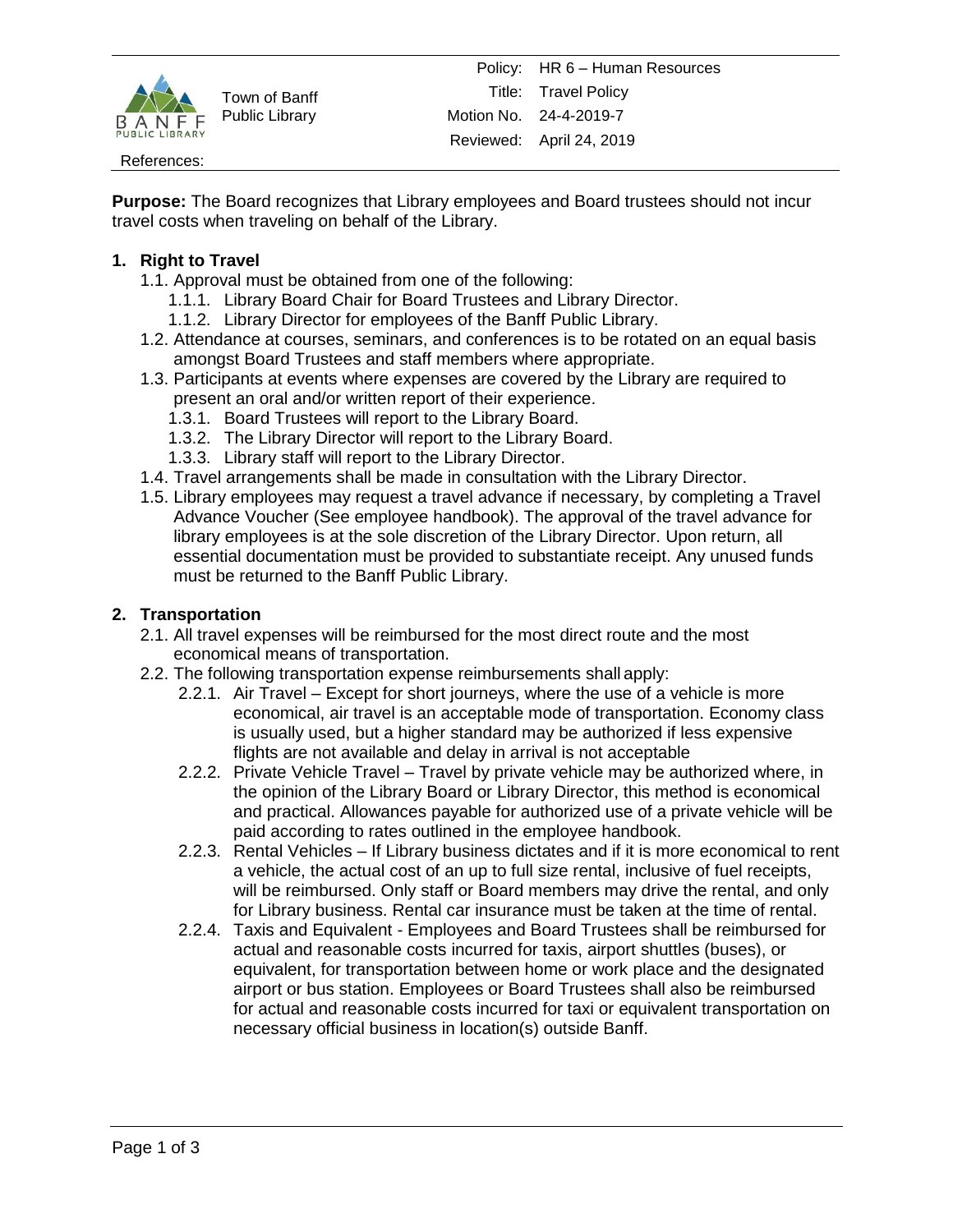Town of Banff Public Library

| | |
|---|---|
| Policy: | HR 6 – Human Resources |
| Title: | Travel Policy |
| Motion No. | 24-4-2019-7 |
| Reviewed: | April 24, 2019 |

References:

**Purpose:** The Board recognizes that Library employees and Board trustees should not incur travel costs when traveling on behalf of the Library.

## 1. Right to Travel

1.1. Approval must be obtained from one of the following:

- 1.1.1. Library Board Chair for Board Trustees and Library Director.
- 1.1.2. Library Director for employees of the Banff Public Library.

1.2. Attendance at courses, seminars, and conferences is to be rotated on an equal basis amongst Board Trustees and staff members where appropriate.

1.3. Participants at events where expenses are covered by the Library are required to present an oral and/or written report of their experience.

- 1.3.1. Board Trustees will report to the Library Board.
- 1.3.2. The Library Director will report to the Library Board.
- 1.3.3. Library staff will report to the Library Director.

1.4. Travel arrangements shall be made in consultation with the Library Director.

1.5. Library employees may request a travel advance if necessary, by completing a Travel Advance Voucher (See employee handbook). The approval of the travel advance for library employees is at the sole discretion of the Library Director. Upon return, all essential documentation must be provided to substantiate receipt. Any unused funds must be returned to the Banff Public Library.

## 2. Transportation

2.1. All travel expenses will be reimbursed for the most direct route and the most economical means of transportation.

2.2. The following transportation expense reimbursements shall apply:

- 2.2.1. Air Travel – Except for short journeys, where the use of a vehicle is more economical, air travel is an acceptable mode of transportation. Economy class is usually used, but a higher standard may be authorized if less expensive flights are not available and delay in arrival is not acceptable
- 2.2.2. Private Vehicle Travel – Travel by private vehicle may be authorized where, in the opinion of the Library Board or Library Director, this method is economical and practical. Allowances payable for authorized use of a private vehicle will be paid according to rates outlined in the employee handbook.
- 2.2.3. Rental Vehicles – If Library business dictates and if it is more economical to rent a vehicle, the actual cost of an up to full size rental, inclusive of fuel receipts, will be reimbursed. Only staff or Board members may drive the rental, and only for Library business. Rental car insurance must be taken at the time of rental.
- 2.2.4. Taxis and Equivalent - Employees and Board Trustees shall be reimbursed for actual and reasonable costs incurred for taxis, airport shuttles (buses), or equivalent, for transportation between home or work place and the designated airport or bus station. Employees or Board Trustees shall also be reimbursed for actual and reasonable costs incurred for taxi or equivalent transportation on necessary official business in location(s) outside Banff.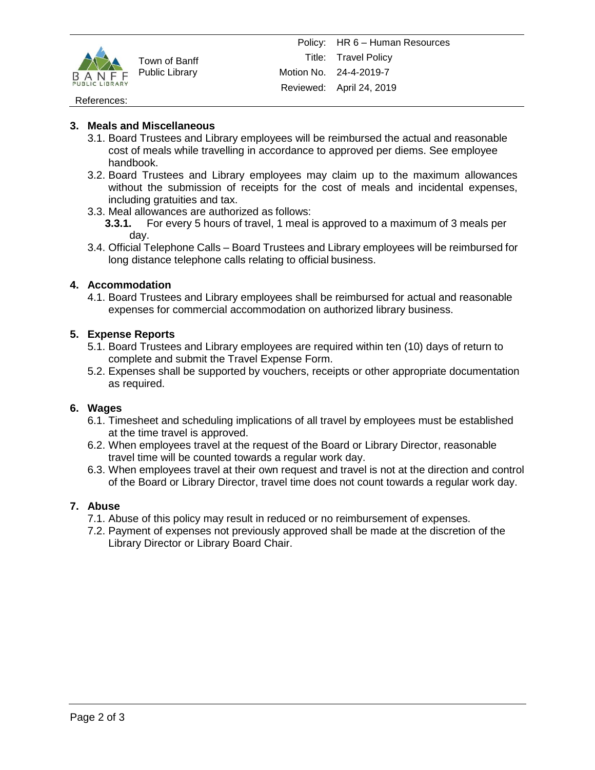## 3. Meals and Miscellaneous

3.1. Board Trustees and Library employees will be reimbursed the actual and reasonable cost of meals while travelling in accordance to approved per diems. See employee handbook.

3.2. Board Trustees and Library employees may claim up to the maximum allowances without the submission of receipts for the cost of meals and incidental expenses, including gratuities and tax.

3.3. Meal allowances are authorized as follows:

**3.3.1.** For every 5 hours of travel, 1 meal is approved to a maximum of 3 meals per day.

3.4. Official Telephone Calls – Board Trustees and Library employees will be reimbursed for long distance telephone calls relating to official business.

## 4. Accommodation

4.1. Board Trustees and Library employees shall be reimbursed for actual and reasonable expenses for commercial accommodation on authorized library business.

## 5. Expense Reports

5.1. Board Trustees and Library employees are required within ten (10) days of return to complete and submit the Travel Expense Form.

5.2. Expenses shall be supported by vouchers, receipts or other appropriate documentation as required.

## 6. Wages

6.1. Timesheet and scheduling implications of all travel by employees must be established at the time travel is approved.

6.2. When employees travel at the request of the Board or Library Director, reasonable travel time will be counted towards a regular work day.

6.3. When employees travel at their own request and travel is not at the direction and control of the Board or Library Director, travel time does not count towards a regular work day.

## 7. Abuse

7.1. Abuse of this policy may result in reduced or no reimbursement of expenses.

7.2. Payment of expenses not previously approved shall be made at the discretion of the Library Director or Library Board Chair.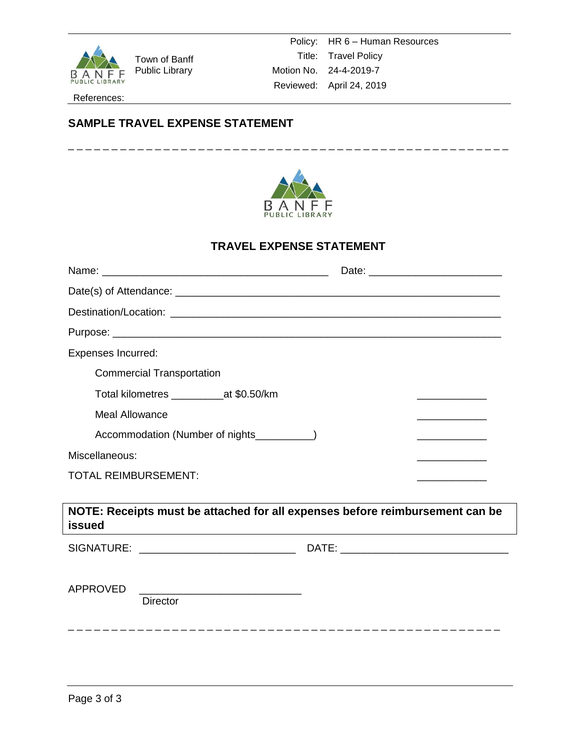## SAMPLE TRAVEL EXPENSE STATEMENT

BANFF PUBLIC LIBRARY

### TRAVEL EXPENSE STATEMENT

Name: ______________________________________ Date: ______________________

Date(s) of Attendance: ________________________________________________________

Destination/Location: ________________________________________________________

Purpose: ____________________________________________________________________

Expenses Incurred:

Commercial Transportation

Total kilometres _________at $0.50/km ____________

Meal Allowance ____________

Accommodation (Number of nights__________) ____________

Miscellaneous: ____________

TOTAL REIMBURSEMENT: ____________

**NOTE: Receipts must be attached for all expenses before reimbursement can be issued**

SIGNATURE: __________________________ DATE: ____________________________

APPROVED __________________________
Director